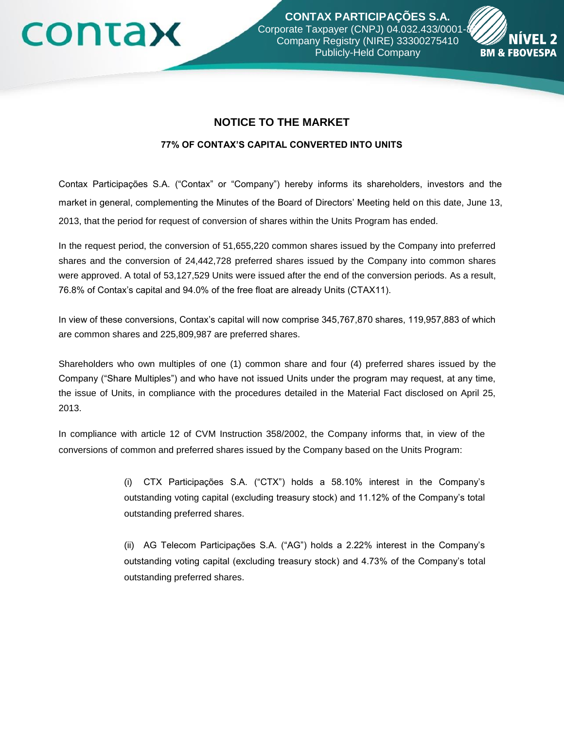**CONTAX PARTICIPAÇÕES S.A.**
Corporate Taxpayer (CNPJ) 04.032.433/0001-80
Company Registry (NIRE) 33300275410
Publicly-Held Company

# NOTICE TO THE MARKET

## 77% OF CONTAX'S CAPITAL CONVERTED INTO UNITS

Contax Participações S.A. ("Contax" or "Company") hereby informs its shareholders, investors and the market in general, complementing the Minutes of the Board of Directors' Meeting held on this date, June 13, 2013, that the period for request of conversion of shares within the Units Program has ended.

In the request period, the conversion of 51,655,220 common shares issued by the Company into preferred shares and the conversion of 24,442,728 preferred shares issued by the Company into common shares were approved. A total of 53,127,529 Units were issued after the end of the conversion periods. As a result, 76.8% of Contax's capital and 94.0% of the free float are already Units (CTAX11).

In view of these conversions, Contax's capital will now comprise 345,767,870 shares, 119,957,883 of which are common shares and 225,809,987 are preferred shares.

Shareholders who own multiples of one (1) common share and four (4) preferred shares issued by the Company ("Share Multiples") and who have not issued Units under the program may request, at any time, the issue of Units, in compliance with the procedures detailed in the Material Fact disclosed on April 25, 2013.

In compliance with article 12 of CVM Instruction 358/2002, the Company informs that, in view of the conversions of common and preferred shares issued by the Company based on the Units Program:

> (i) CTX Participações S.A. ("CTX") holds a 58.10% interest in the Company's outstanding voting capital (excluding treasury stock) and 11.12% of the Company's total outstanding preferred shares.
>
> (ii) AG Telecom Participações S.A. ("AG") holds a 2.22% interest in the Company's outstanding voting capital (excluding treasury stock) and 4.73% of the Company's total outstanding preferred shares.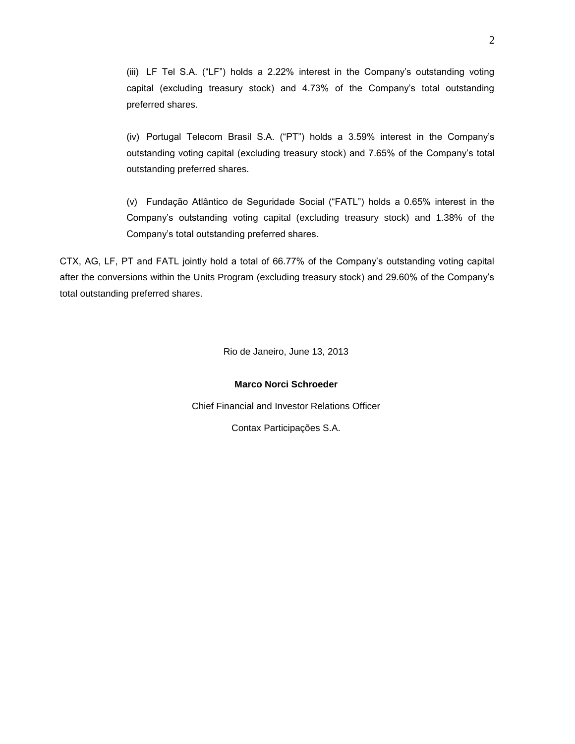(iii) LF Tel S.A. ("LF") holds a 2.22% interest in the Company's outstanding voting capital (excluding treasury stock) and 4.73% of the Company's total outstanding preferred shares.

(iv) Portugal Telecom Brasil S.A. ("PT") holds a 3.59% interest in the Company's outstanding voting capital (excluding treasury stock) and 7.65% of the Company's total outstanding preferred shares.

(v) Fundação Atlântico de Seguridade Social ("FATL") holds a 0.65% interest in the Company's outstanding voting capital (excluding treasury stock) and 1.38% of the Company's total outstanding preferred shares.

CTX, AG, LF, PT and FATL jointly hold a total of 66.77% of the Company's outstanding voting capital after the conversions within the Units Program (excluding treasury stock) and 29.60% of the Company's total outstanding preferred shares.

Rio de Janeiro, June 13, 2013

**Marco Norci Schroeder**

Chief Financial and Investor Relations Officer

Contax Participações S.A.